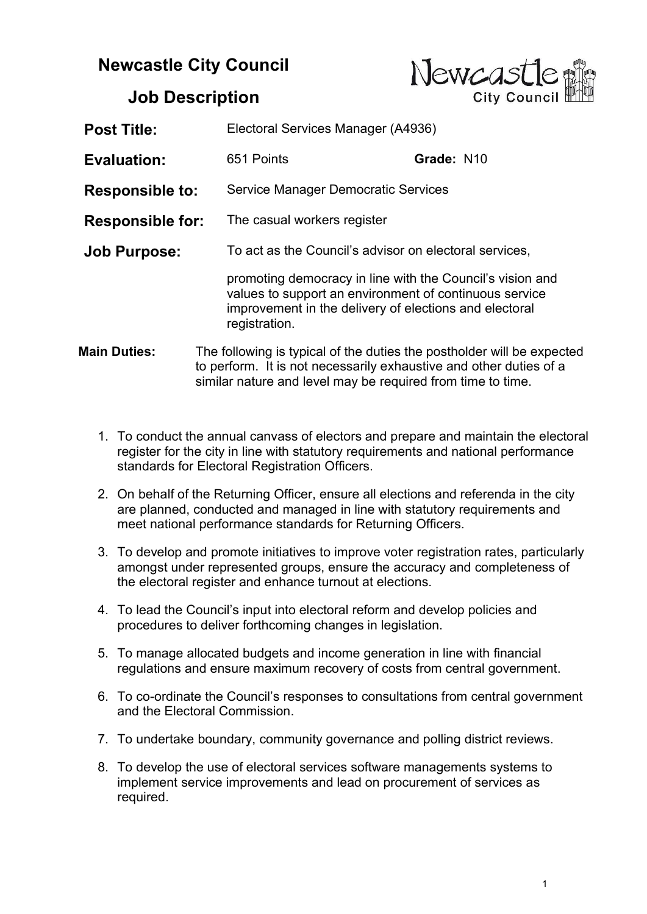# Newcastle City Council

## Job Description

| | | |
|---|---|---|
| **Post Title:** | Electoral Services Manager (A4936) | |
| **Evaluation:** | 651 Points | **Grade:** N10 |
| **Responsible to:** | Service Manager Democratic Services | |
| **Responsible for:** | The casual workers register | |
| **Job Purpose:** | To act as the Council's advisor on electoral services, promoting democracy in line with the Council's vision and values to support an environment of continuous service improvement in the delivery of elections and electoral registration. | |

**Main Duties:** The following is typical of the duties the postholder will be expected to perform. It is not necessarily exhaustive and other duties of a similar nature and level may be required from time to time.

1. To conduct the annual canvass of electors and prepare and maintain the electoral register for the city in line with statutory requirements and national performance standards for Electoral Registration Officers.
2. On behalf of the Returning Officer, ensure all elections and referenda in the city are planned, conducted and managed in line with statutory requirements and meet national performance standards for Returning Officers.
3. To develop and promote initiatives to improve voter registration rates, particularly amongst under represented groups, ensure the accuracy and completeness of the electoral register and enhance turnout at elections.
4. To lead the Council's input into electoral reform and develop policies and procedures to deliver forthcoming changes in legislation.
5. To manage allocated budgets and income generation in line with financial regulations and ensure maximum recovery of costs from central government.
6. To co-ordinate the Council's responses to consultations from central government and the Electoral Commission.
7. To undertake boundary, community governance and polling district reviews.
8. To develop the use of electoral services software managements systems to implement service improvements and lead on procurement of services as required.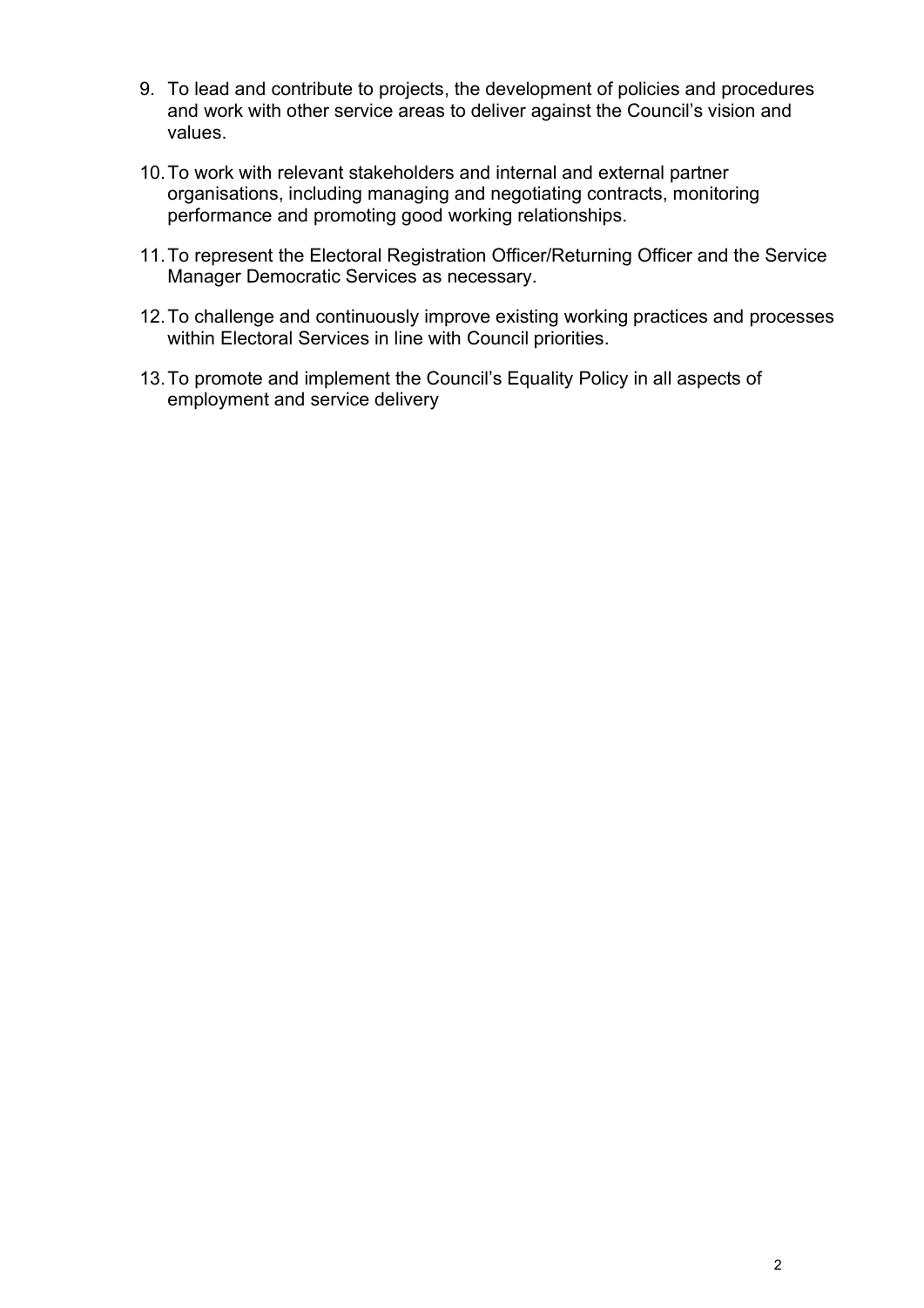9. To lead and contribute to projects, the development of policies and procedures and work with other service areas to deliver against the Council's vision and values.

10. To work with relevant stakeholders and internal and external partner organisations, including managing and negotiating contracts, monitoring performance and promoting good working relationships.

11. To represent the Electoral Registration Officer/Returning Officer and the Service Manager Democratic Services as necessary.

12. To challenge and continuously improve existing working practices and processes within Electoral Services in line with Council priorities.

13. To promote and implement the Council's Equality Policy in all aspects of employment and service delivery